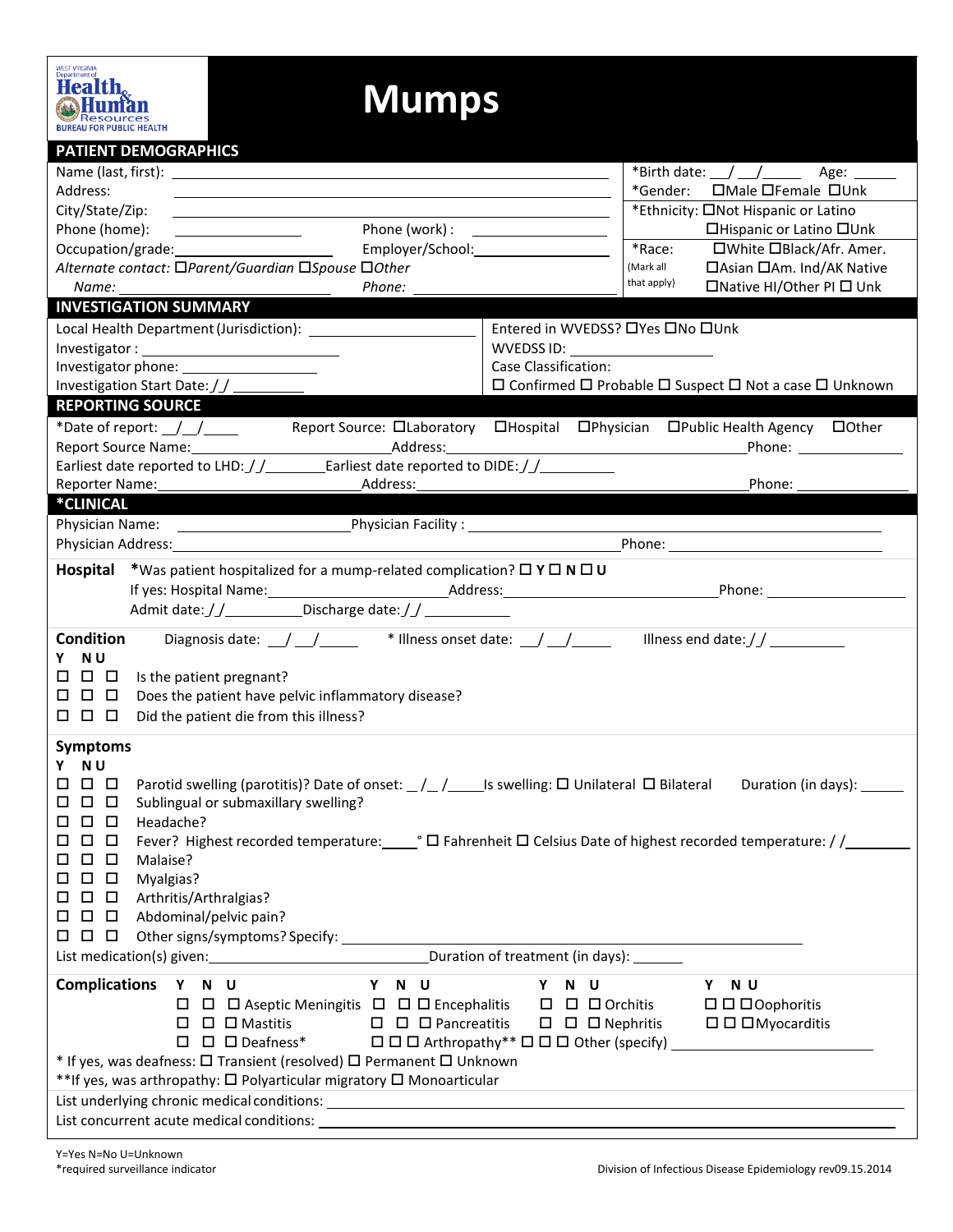WEST VIRGINIA Department of Health & Human Resources BUREAU FOR PUBLIC HEALTH

# Mumps

## PATIENT DEMOGRAPHICS

Name (last, first): ______________________ *Birth date: __/__/_____ Age: _____

Address: ______________________ *Gender: ☐Male ☐Female ☐Unk

City/State/Zip: ______________________ *Ethnicity: ☐Not Hispanic or Latino ☐Hispanic or Latino ☐Unk

Phone (home): ____________ Phone (work) : ____________

Occupation/grade: ____________ Employer/School: ____________ *Race: (Mark all that apply) ☐White ☐Black/Afr. Amer. ☐Asian ☐Am. Ind/AK Native ☐Native HI/Other PI ☐ Unk

*Alternate contact:* ☐*Parent/Guardian* ☐*Spouse* ☐*Other*

*Name:* ____________ *Phone:* ____________

## INVESTIGATION SUMMARY

Local Health Department (Jurisdiction): ____________ Entered in WVEDSS? ☐Yes ☐No ☐Unk

Investigator : ____________ WVEDSS ID: ____________

Investigator phone: ____________ Case Classification:

Investigation Start Date: / / ________ ☐ Confirmed ☐ Probable ☐ Suspect ☐ Not a case ☐ Unknown

## REPORTING SOURCE

*Date of report: __/__/____ Report Source: ☐Laboratory ☐Hospital ☐Physician ☐Public Health Agency ☐Other

Report Source Name: ____________ Address: ____________ Phone: ____________

Earliest date reported to LHD: / / ________ Earliest date reported to DIDE: / / ________

Reporter Name: ____________ Address: ____________ Phone: ____________

## *CLINICAL

Physician Name: ____________ Physician Facility : ____________

Physician Address: ____________ Phone: ____________

**Hospital** *Was patient hospitalized for a mump-related complication? ☐ Y ☐ N ☐ U

If yes: Hospital Name: ____________ Address: ____________ Phone: ____________

Admit date: / / ________ Discharge date: / / ________

**Condition** Diagnosis date: __/__/_____ * Illness onset date: __/__/_____ Illness end date: / / ________

Y N U

☐ ☐ ☐ Is the patient pregnant?

☐ ☐ ☐ Does the patient have pelvic inflammatory disease?

☐ ☐ ☐ Did the patient die from this illness?

**Symptoms**

Y N U

☐ ☐ ☐ Parotid swelling (parotitis)? Date of onset: _/_ /____ Is swelling: ☐ Unilateral ☐ Bilateral Duration (in days): _____

☐ ☐ ☐ Sublingual or submaxillary swelling?

☐ ☐ ☐ Headache?

☐ ☐ ☐ Fever? Highest recorded temperature: ____° ☐ Fahrenheit ☐ Celsius Date of highest recorded temperature: / / ________

☐ ☐ ☐ Malaise?

☐ ☐ ☐ Myalgias?

☐ ☐ ☐ Arthritis/Arthralgias?

☐ ☐ ☐ Abdominal/pelvic pain?

☐ ☐ ☐ Other signs/symptoms? Specify: ____________

List medication(s) given: ____________ Duration of treatment (in days): ______

**Complications**

| Y N U | | Y N U | | Y N U | | Y N U | |
|---|---|---|---|---|---|---|---|
| ☐ ☐ ☐ | Aseptic Meningitis | ☐ ☐ ☐ | Encephalitis | ☐ ☐ ☐ | Orchitis | ☐ ☐ ☐ | Oophoritis |
| ☐ ☐ ☐ | Mastitis | ☐ ☐ ☐ | Pancreatitis | ☐ ☐ ☐ | Nephritis | ☐ ☐ ☐ | Myocarditis |
| ☐ ☐ ☐ | Deafness* | ☐ ☐ ☐ | Arthropathy** | ☐ ☐ ☐ | Other (specify) ____________ | | |

* If yes, was deafness: ☐ Transient (resolved) ☐ Permanent ☐ Unknown

**If yes, was arthropathy: ☐ Polyarticular migratory ☐ Monoarticular

List underlying chronic medical conditions: ____________

List concurrent acute medical conditions: ____________

Y=Yes N=No U=Unknown
*required surveillance indicator

Division of Infectious Disease Epidemiology rev09.15.2014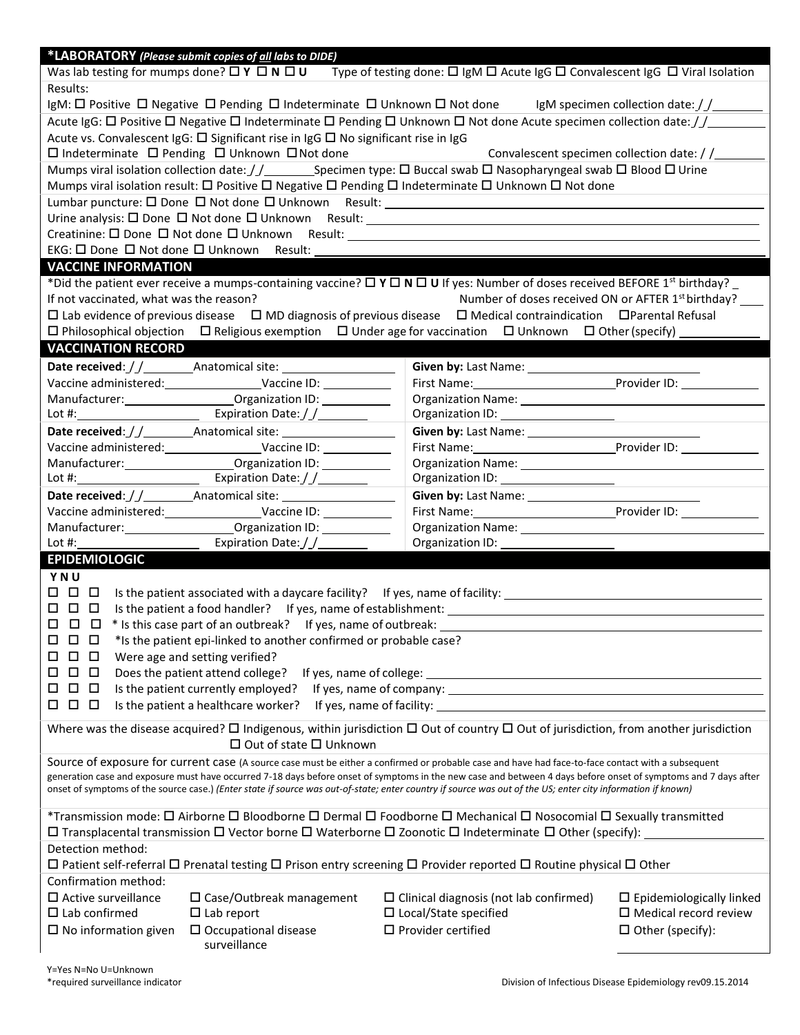## *LABORATORY *(Please submit copies of all labs to DIDE)*

Was lab testing for mumps done? ☐ **Y** ☐ **N** ☐ **U**  Type of testing done: ☐ IgM ☐ Acute IgG ☐ Convalescent IgG ☐ Viral Isolation

Results:

IgM: ☐ Positive ☐ Negative ☐ Pending ☐ Indeterminate ☐ Unknown ☐ Not done  IgM specimen collection date: / /________

Acute IgG: ☐ Positive ☐ Negative ☐ Indeterminate ☐ Pending ☐ Unknown ☐ Not done Acute specimen collection date: / /________

Acute vs. Convalescent IgG: ☐ Significant rise in IgG ☐ No significant rise in IgG

☐ Indeterminate ☐ Pending ☐ Unknown ☐ Not done  Convalescent specimen collection date: / /________

Mumps viral isolation collection date: / /________ Specimen type: ☐ Buccal swab ☐ Nasopharyngeal swab ☐ Blood ☐ Urine

Mumps viral isolation result: ☐ Positive ☐ Negative ☐ Pending ☐ Indeterminate ☐ Unknown ☐ Not done

Lumbar puncture: ☐ Done ☐ Not done ☐ Unknown  Result: ________________________________

Urine analysis: ☐ Done ☐ Not done ☐ Unknown  Result: ________________________________

Creatinine: ☐ Done ☐ Not done ☐ Unknown  Result: ________________________________

EKG: ☐ Done ☐ Not done ☐ Unknown  Result: ________________________________

## VACCINE INFORMATION

*Did the patient ever receive a mumps-containing vaccine? ☐ **Y** ☐ **N** ☐ **U** If yes: Number of doses received BEFORE 1st birthday? _

If not vaccinated, what was the reason?  Number of doses received ON or AFTER 1st birthday? ___

☐ Lab evidence of previous disease ☐ MD diagnosis of previous disease ☐ Medical contraindication ☐ Parental Refusal

☐ Philosophical objection ☐ Religious exemption ☐ Under age for vaccination ☐ Unknown ☐ Other (specify) ____________

## VACCINATION RECORD

| | |
|---|---|
| **Date received**: / /________ Anatomical site: ____________<br>Vaccine administered: ____________ Vaccine ID: ________<br>Manufacturer: ____________ Organization ID: ________<br>Lot #: ____________ Expiration Date: / /________ | **Given by:** Last Name: ____________<br>First Name: ____________ Provider ID: ________<br>Organization Name: ____________<br>Organization ID: ____________ |
| **Date received**: / /________ Anatomical site: ____________<br>Vaccine administered: ____________ Vaccine ID: ________<br>Manufacturer: ____________ Organization ID: ________<br>Lot #: ____________ Expiration Date: / /________ | **Given by:** Last Name: ____________<br>First Name: ____________ Provider ID: ________<br>Organization Name: ____________<br>Organization ID: ____________ |
| **Date received**: / /________ Anatomical site: ____________<br>Vaccine administered: ____________ Vaccine ID: ________<br>Manufacturer: ____________ Organization ID: ________<br>Lot #: ____________ Expiration Date: / /________ | **Given by:** Last Name: ____________<br>First Name: ____________ Provider ID: ________<br>Organization Name: ____________<br>Organization ID: ____________ |

## EPIDEMIOLOGIC

| Y | N | U | |
|---|---|---|---|
| ☐ | ☐ | ☐ | Is the patient associated with a daycare facility? If yes, name of facility: ____________ |
| ☐ | ☐ | ☐ | Is the patient a food handler? If yes, name of establishment: ____________ |
| ☐ | ☐ | ☐ | * Is this case part of an outbreak? If yes, name of outbreak: ____________ |
| ☐ | ☐ | ☐ | *Is the patient epi-linked to another confirmed or probable case? |
| ☐ | ☐ | ☐ | Were age and setting verified? |
| ☐ | ☐ | ☐ | Does the patient attend college? If yes, name of college: ____________ |
| ☐ | ☐ | ☐ | Is the patient currently employed? If yes, name of company: ____________ |
| ☐ | ☐ | ☐ | Is the patient a healthcare worker? If yes, name of facility: ____________ |

Where was the disease acquired? ☐ Indigenous, within jurisdiction ☐ Out of country ☐ Out of jurisdiction, from another jurisdiction ☐ Out of state ☐ Unknown

Source of exposure for current case (A source case must be either a confirmed or probable case and have had face-to-face contact with a subsequent generation case and exposure must have occurred 7-18 days before onset of symptoms in the new case and between 4 days before onset of symptoms and 7 days after onset of symptoms of the source case.) *(Enter state if source was out-of-state; enter country if source was out of the US; enter city information if known)*

*Transmission mode: ☐ Airborne ☐ Bloodborne ☐ Dermal ☐ Foodborne ☐ Mechanical ☐ Nosocomial ☐ Sexually transmitted ☐ Transplacental transmission ☐ Vector borne ☐ Waterborne ☐ Zoonotic ☐ Indeterminate ☐ Other (specify): ____________

Detection method:

☐ Patient self-referral ☐ Prenatal testing ☐ Prison entry screening ☐ Provider reported ☐ Routine physical ☐ Other

Confirmation method:

| | | | |
|---|---|---|---|
| ☐ Active surveillance | ☐ Case/Outbreak management | ☐ Clinical diagnosis (not lab confirmed) | ☐ Epidemiologically linked |
| ☐ Lab confirmed | ☐ Lab report | ☐ Local/State specified | ☐ Medical record review |
| ☐ No information given | ☐ Occupational disease surveillance | ☐ Provider certified | ☐ Other (specify): ________ |

Y=Yes N=No U=Unknown
*required surveillance indicator

Division of Infectious Disease Epidemiology rev09.15.2014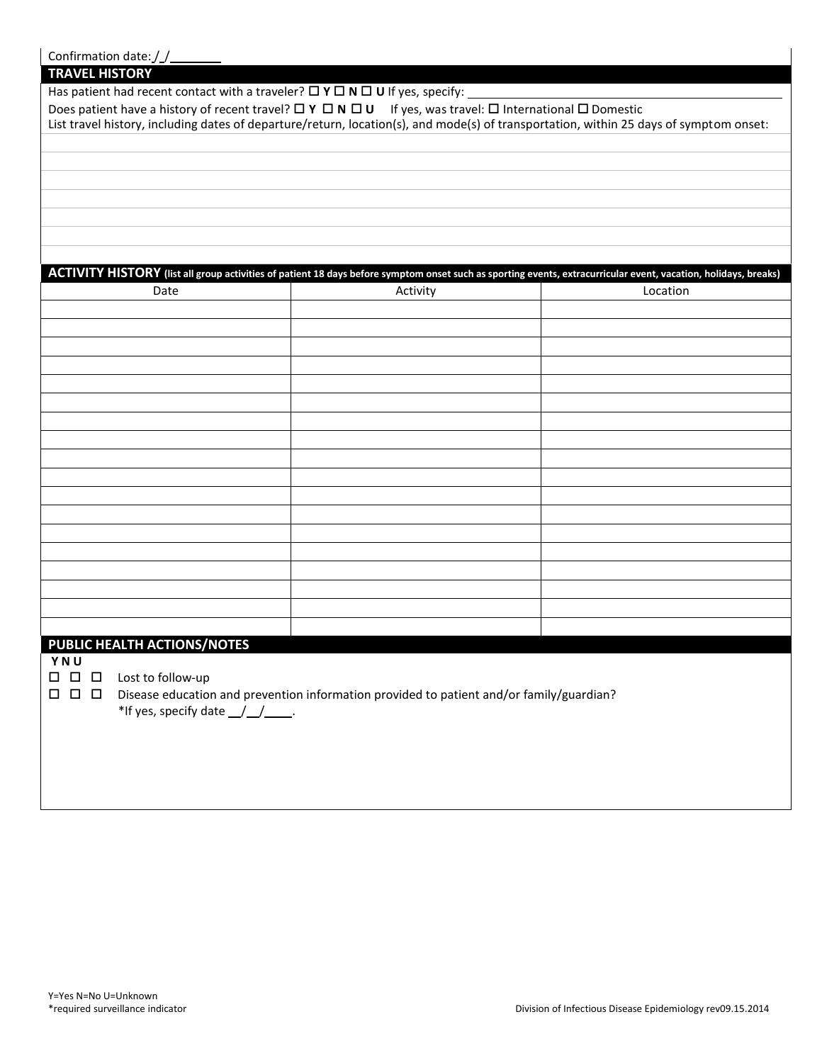Confirmation date: / /

## TRAVEL HISTORY

Has patient had recent contact with a traveler? ☐ **Y** ☐ **N** ☐ **U** If yes, specify: ________________________________________________

Does patient have a history of recent travel? ☐ **Y** ☐ **N** ☐ **U** If yes, was travel: ☐ International ☐ Domestic

List travel history, including dates of departure/return, location(s), and mode(s) of transportation, within 25 days of symptom onset:

## ACTIVITY HISTORY (list all group activities of patient 18 days before symptom onset such as sporting events, extracurricular event, vacation, holidays, breaks)

| Date | Activity | Location |
|---|---|---|
| | | |
| | | |
| | | |
| | | |
| | | |
| | | |
| | | |
| | | |
| | | |
| | | |
| | | |
| | | |
| | | |
| | | |
| | | |
| | | |
| | | |
| | | |

## PUBLIC HEALTH ACTIONS/NOTES

**Y N U**

☐ ☐ ☐ Lost to follow-up

☐ ☐ ☐ Disease education and prevention information provided to patient and/or family/guardian?
*If yes, specify date __/__/____.

Y=Yes N=No U=Unknown
*required surveillance indicator

Division of Infectious Disease Epidemiology rev09.15.2014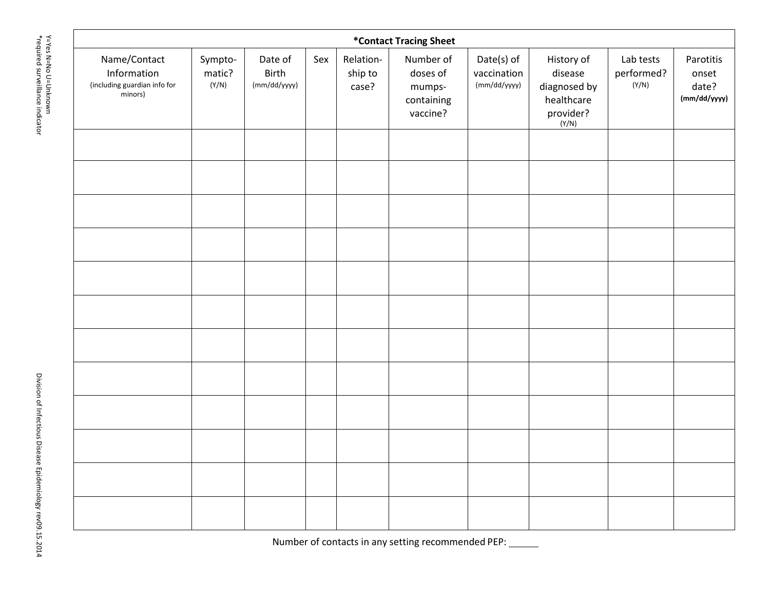| *Contact Tracing Sheet | | | | | | | | | |
|---|---|---|---|---|---|---|---|---|---|
| Name/Contact Information (including guardian info for minors) | Sympto-matic? (Y/N) | Date of Birth (mm/dd/yyyy) | Sex | Relation-ship to case? | Number of doses of mumps-containing vaccine? | Date(s) of vaccination (mm/dd/yyyy) | History of disease diagnosed by healthcare provider? (Y/N) | Lab tests performed? (Y/N) | Parotitis onset date? **(mm/dd/yyyy)** |
| | | | | | | | | | |
| | | | | | | | | | |
| | | | | | | | | | |
| | | | | | | | | | |
| | | | | | | | | | |
| | | | | | | | | | |
| | | | | | | | | | |
| | | | | | | | | | |
| | | | | | | | | | |
| | | | | | | | | | |
| | | | | | | | | | |
| | | | | | | | | | |

Number of contacts in any setting recommended PEP: ______

Y=Yes N=No U=Unknown
*required surveillance indicator

Division of Infectious Disease Epidemiology rev09.15.2014